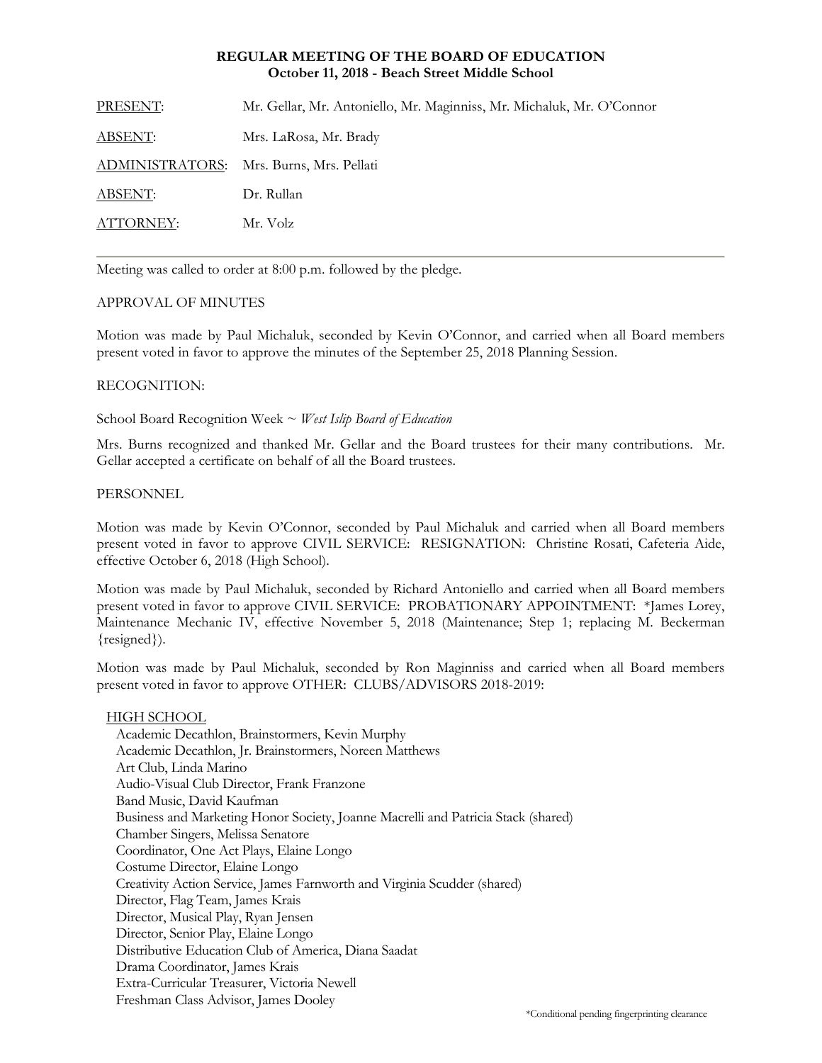**REGULAR MEETING OF THE BOARD OF EDUCATION**
**October 11, 2018 - Beach Street Middle School**

PRESENT: Mr. Gellar, Mr. Antoniello, Mr. Maginniss, Mr. Michaluk, Mr. O'Connor

ABSENT: Mrs. LaRosa, Mr. Brady

ADMINISTRATORS: Mrs. Burns, Mrs. Pellati

ABSENT: Dr. Rullan

ATTORNEY: Mr. Volz

---

Meeting was called to order at 8:00 p.m. followed by the pledge.

APPROVAL OF MINUTES

Motion was made by Paul Michaluk, seconded by Kevin O'Connor, and carried when all Board members present voted in favor to approve the minutes of the September 25, 2018 Planning Session.

RECOGNITION:

School Board Recognition Week ~ *West Islip Board of Education*

Mrs. Burns recognized and thanked Mr. Gellar and the Board trustees for their many contributions. Mr. Gellar accepted a certificate on behalf of all the Board trustees.

PERSONNEL

Motion was made by Kevin O'Connor, seconded by Paul Michaluk and carried when all Board members present voted in favor to approve CIVIL SERVICE: RESIGNATION: Christine Rosati, Cafeteria Aide, effective October 6, 2018 (High School).

Motion was made by Paul Michaluk, seconded by Richard Antoniello and carried when all Board members present voted in favor to approve CIVIL SERVICE: PROBATIONARY APPOINTMENT: *James Lorey, Maintenance Mechanic IV, effective November 5, 2018 (Maintenance; Step 1; replacing M. Beckerman {resigned}).

Motion was made by Paul Michaluk, seconded by Ron Maginniss and carried when all Board members present voted in favor to approve OTHER: CLUBS/ADVISORS 2018-2019:

HIGH SCHOOL

Academic Decathlon, Brainstormers, Kevin Murphy
Academic Decathlon, Jr. Brainstormers, Noreen Matthews
Art Club, Linda Marino
Audio-Visual Club Director, Frank Franzone
Band Music, David Kaufman
Business and Marketing Honor Society, Joanne Macrelli and Patricia Stack (shared)
Chamber Singers, Melissa Senatore
Coordinator, One Act Plays, Elaine Longo
Costume Director, Elaine Longo
Creativity Action Service, James Farnworth and Virginia Scudder (shared)
Director, Flag Team, James Krais
Director, Musical Play, Ryan Jensen
Director, Senior Play, Elaine Longo
Distributive Education Club of America, Diana Saadat
Drama Coordinator, James Krais
Extra-Curricular Treasurer, Victoria Newell
Freshman Class Advisor, James Dooley

*Conditional pending fingerprinting clearance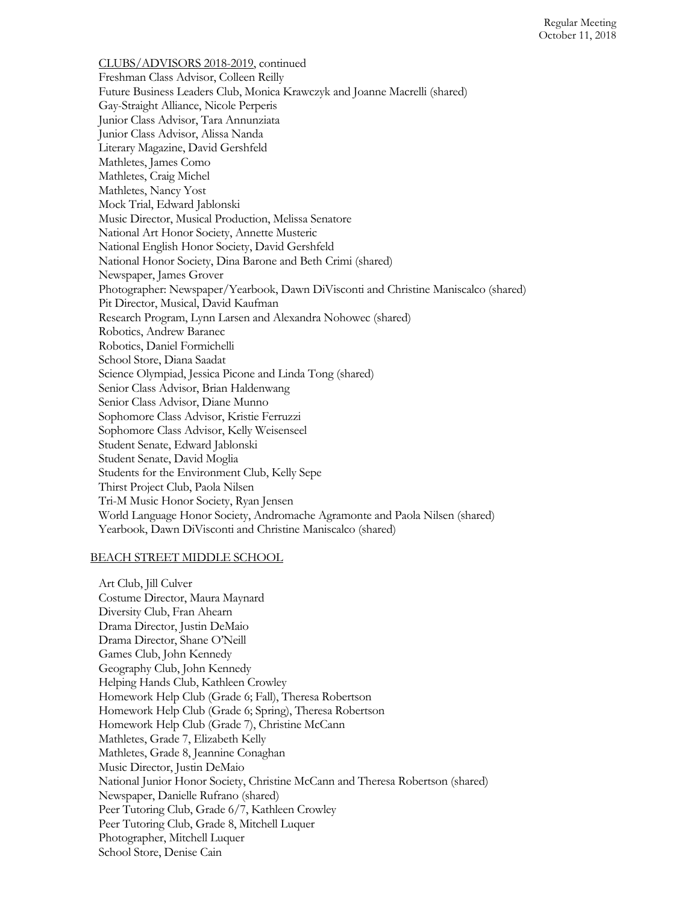CLUBS/ADVISORS 2018-2019, continued

Freshman Class Advisor, Colleen Reilly
Future Business Leaders Club, Monica Krawczyk and Joanne Macrelli (shared)
Gay-Straight Alliance, Nicole Perperis
Junior Class Advisor, Tara Annunziata
Junior Class Advisor, Alissa Nanda
Literary Magazine, David Gershfeld
Mathletes, James Como
Mathletes, Craig Michel
Mathletes, Nancy Yost
Mock Trial, Edward Jablonski
Music Director, Musical Production, Melissa Senatore
National Art Honor Society, Annette Musteric
National English Honor Society, David Gershfeld
National Honor Society, Dina Barone and Beth Crimi (shared)
Newspaper, James Grover
Photographer: Newspaper/Yearbook, Dawn DiVisconti and Christine Maniscalco (shared)
Pit Director, Musical, David Kaufman
Research Program, Lynn Larsen and Alexandra Nohowec (shared)
Robotics, Andrew Baranec
Robotics, Daniel Formichelli
School Store, Diana Saadat
Science Olympiad, Jessica Picone and Linda Tong (shared)
Senior Class Advisor, Brian Haldenwang
Senior Class Advisor, Diane Munno
Sophomore Class Advisor, Kristie Ferruzzi
Sophomore Class Advisor, Kelly Weisenseel
Student Senate, Edward Jablonski
Student Senate, David Moglia
Students for the Environment Club, Kelly Sepe
Thirst Project Club, Paola Nilsen
Tri-M Music Honor Society, Ryan Jensen
World Language Honor Society, Andromache Agramonte and Paola Nilsen (shared)
Yearbook, Dawn DiVisconti and Christine Maniscalco (shared)

BEACH STREET MIDDLE SCHOOL

Art Club, Jill Culver
Costume Director, Maura Maynard
Diversity Club, Fran Ahearn
Drama Director, Justin DeMaio
Drama Director, Shane O'Neill
Games Club, John Kennedy
Geography Club, John Kennedy
Helping Hands Club, Kathleen Crowley
Homework Help Club (Grade 6; Fall), Theresa Robertson
Homework Help Club (Grade 6; Spring), Theresa Robertson
Homework Help Club (Grade 7), Christine McCann
Mathletes, Grade 7, Elizabeth Kelly
Mathletes, Grade 8, Jeannine Conaghan
Music Director, Justin DeMaio
National Junior Honor Society, Christine McCann and Theresa Robertson (shared)
Newspaper, Danielle Rufrano (shared)
Peer Tutoring Club, Grade 6/7, Kathleen Crowley
Peer Tutoring Club, Grade 8, Mitchell Luquer
Photographer, Mitchell Luquer
School Store, Denise Cain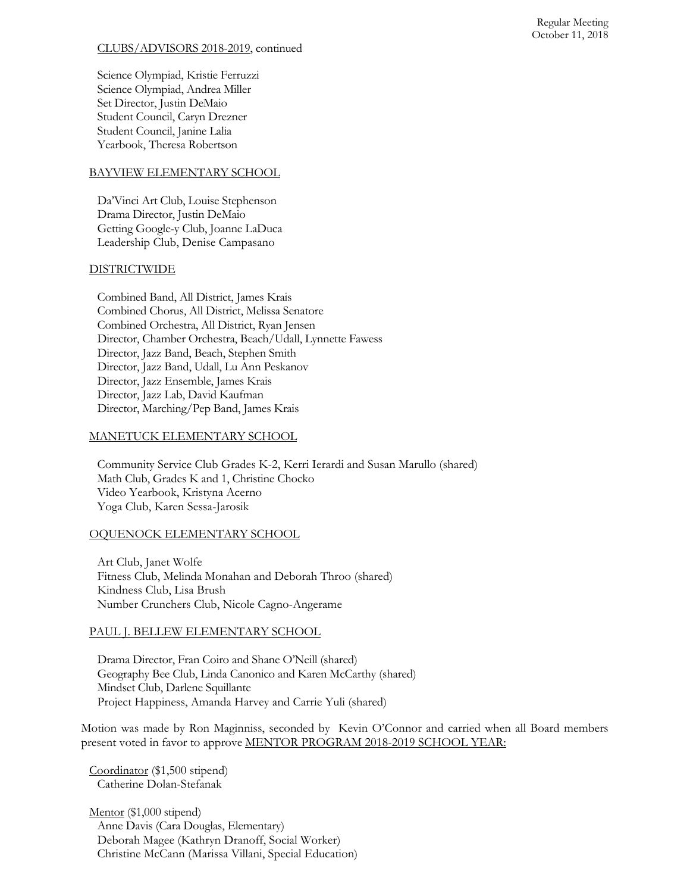CLUBS/ADVISORS 2018-2019, continued

Science Olympiad, Kristie Ferruzzi
Science Olympiad, Andrea Miller
Set Director, Justin DeMaio
Student Council, Caryn Drezner
Student Council, Janine Lalia
Yearbook, Theresa Robertson

BAYVIEW ELEMENTARY SCHOOL

Da'Vinci Art Club, Louise Stephenson
Drama Director, Justin DeMaio
Getting Google-y Club, Joanne LaDuca
Leadership Club, Denise Campasano

DISTRICTWIDE

Combined Band, All District, James Krais
Combined Chorus, All District, Melissa Senatore
Combined Orchestra, All District, Ryan Jensen
Director, Chamber Orchestra, Beach/Udall, Lynnette Fawess
Director, Jazz Band, Beach, Stephen Smith
Director, Jazz Band, Udall, Lu Ann Peskanov
Director, Jazz Ensemble, James Krais
Director, Jazz Lab, David Kaufman
Director, Marching/Pep Band, James Krais

MANETUCK ELEMENTARY SCHOOL

Community Service Club Grades K-2, Kerri Ierardi and Susan Marullo (shared)
Math Club, Grades K and 1, Christine Chocko
Video Yearbook, Kristyna Acerno
Yoga Club, Karen Sessa-Jarosik

OQUENOCK ELEMENTARY SCHOOL

Art Club, Janet Wolfe
Fitness Club, Melinda Monahan and Deborah Throo (shared)
Kindness Club, Lisa Brush
Number Crunchers Club, Nicole Cagno-Angerame

PAUL J. BELLEW ELEMENTARY SCHOOL

Drama Director, Fran Coiro and Shane O'Neill (shared)
Geography Bee Club, Linda Canonico and Karen McCarthy (shared)
Mindset Club, Darlene Squillante
Project Happiness, Amanda Harvey and Carrie Yuli (shared)

Motion was made by Ron Maginniss, seconded by Kevin O'Connor and carried when all Board members present voted in favor to approve MENTOR PROGRAM 2018-2019 SCHOOL YEAR:

Coordinator ($1,500 stipend)
Catherine Dolan-Stefanak

Mentor ($1,000 stipend)
Anne Davis (Cara Douglas, Elementary)
Deborah Magee (Kathryn Dranoff, Social Worker)
Christine McCann (Marissa Villani, Special Education)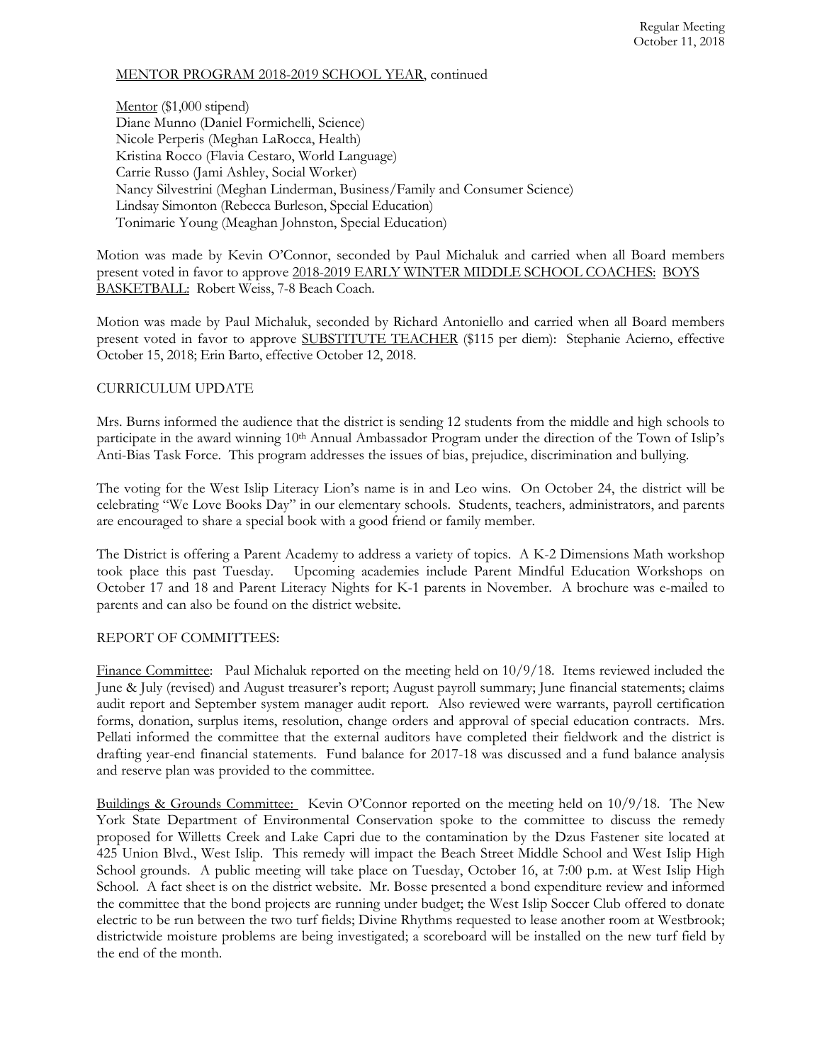MENTOR PROGRAM 2018-2019 SCHOOL YEAR, continued

Mentor ($1,000 stipend)
Diane Munno (Daniel Formichelli, Science)
Nicole Perperis (Meghan LaRocca, Health)
Kristina Rocco (Flavia Cestaro, World Language)
Carrie Russo (Jami Ashley, Social Worker)
Nancy Silvestrini (Meghan Linderman, Business/Family and Consumer Science)
Lindsay Simonton (Rebecca Burleson, Special Education)
Tonimarie Young (Meaghan Johnston, Special Education)

Motion was made by Kevin O'Connor, seconded by Paul Michaluk and carried when all Board members present voted in favor to approve 2018-2019 EARLY WINTER MIDDLE SCHOOL COACHES: BOYS BASKETBALL: Robert Weiss, 7-8 Beach Coach.

Motion was made by Paul Michaluk, seconded by Richard Antoniello and carried when all Board members present voted in favor to approve SUBSTITUTE TEACHER ($115 per diem): Stephanie Acierno, effective October 15, 2018; Erin Barto, effective October 12, 2018.

CURRICULUM UPDATE

Mrs. Burns informed the audience that the district is sending 12 students from the middle and high schools to participate in the award winning 10th Annual Ambassador Program under the direction of the Town of Islip's Anti-Bias Task Force. This program addresses the issues of bias, prejudice, discrimination and bullying.

The voting for the West Islip Literacy Lion's name is in and Leo wins. On October 24, the district will be celebrating "We Love Books Day" in our elementary schools. Students, teachers, administrators, and parents are encouraged to share a special book with a good friend or family member.

The District is offering a Parent Academy to address a variety of topics. A K-2 Dimensions Math workshop took place this past Tuesday. Upcoming academies include Parent Mindful Education Workshops on October 17 and 18 and Parent Literacy Nights for K-1 parents in November. A brochure was e-mailed to parents and can also be found on the district website.

REPORT OF COMMITTEES:

Finance Committee: Paul Michaluk reported on the meeting held on 10/9/18. Items reviewed included the June & July (revised) and August treasurer's report; August payroll summary; June financial statements; claims audit report and September system manager audit report. Also reviewed were warrants, payroll certification forms, donation, surplus items, resolution, change orders and approval of special education contracts. Mrs. Pellati informed the committee that the external auditors have completed their fieldwork and the district is drafting year-end financial statements. Fund balance for 2017-18 was discussed and a fund balance analysis and reserve plan was provided to the committee.

Buildings & Grounds Committee: Kevin O'Connor reported on the meeting held on 10/9/18. The New York State Department of Environmental Conservation spoke to the committee to discuss the remedy proposed for Willetts Creek and Lake Capri due to the contamination by the Dzus Fastener site located at 425 Union Blvd., West Islip. This remedy will impact the Beach Street Middle School and West Islip High School grounds. A public meeting will take place on Tuesday, October 16, at 7:00 p.m. at West Islip High School. A fact sheet is on the district website. Mr. Bosse presented a bond expenditure review and informed the committee that the bond projects are running under budget; the West Islip Soccer Club offered to donate electric to be run between the two turf fields; Divine Rhythms requested to lease another room at Westbrook; districtwide moisture problems are being investigated; a scoreboard will be installed on the new turf field by the end of the month.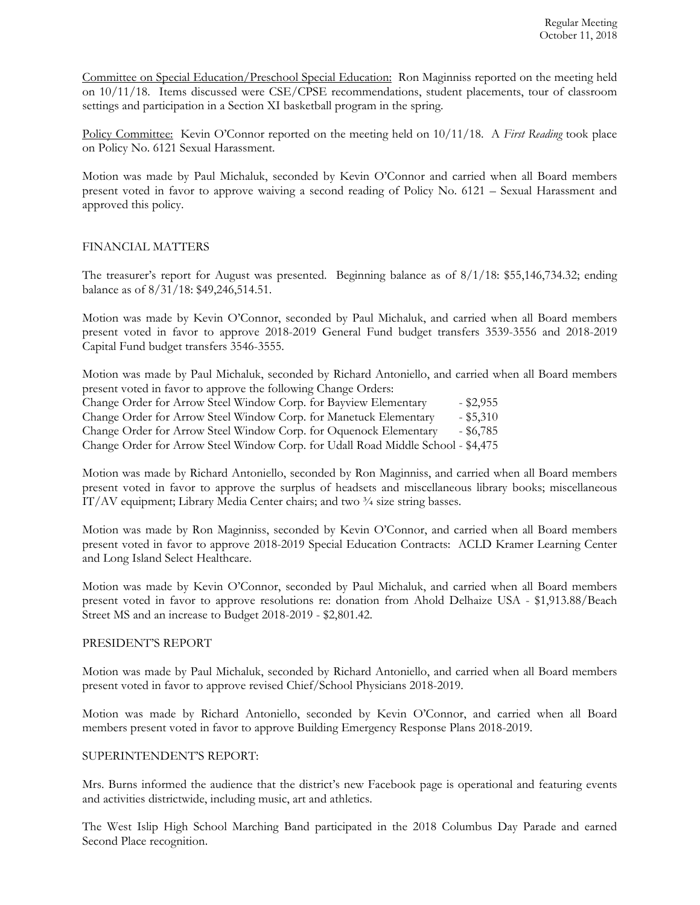Committee on Special Education/Preschool Special Education: Ron Maginniss reported on the meeting held on 10/11/18. Items discussed were CSE/CPSE recommendations, student placements, tour of classroom settings and participation in a Section XI basketball program in the spring.

Policy Committee: Kevin O'Connor reported on the meeting held on 10/11/18. A *First Reading* took place on Policy No. 6121 Sexual Harassment.

Motion was made by Paul Michaluk, seconded by Kevin O'Connor and carried when all Board members present voted in favor to approve waiving a second reading of Policy No. 6121 – Sexual Harassment and approved this policy.

## FINANCIAL MATTERS

The treasurer's report for August was presented. Beginning balance as of 8/1/18: $55,146,734.32; ending balance as of 8/31/18: $49,246,514.51.

Motion was made by Kevin O'Connor, seconded by Paul Michaluk, and carried when all Board members present voted in favor to approve 2018-2019 General Fund budget transfers 3539-3556 and 2018-2019 Capital Fund budget transfers 3546-3555.

Motion was made by Paul Michaluk, seconded by Richard Antoniello, and carried when all Board members present voted in favor to approve the following Change Orders:
Change Order for Arrow Steel Window Corp. for Bayview Elementary - $2,955
Change Order for Arrow Steel Window Corp. for Manetuck Elementary - $5,310
Change Order for Arrow Steel Window Corp. for Oquenock Elementary - $6,785
Change Order for Arrow Steel Window Corp. for Udall Road Middle School - $4,475

Motion was made by Richard Antoniello, seconded by Ron Maginniss, and carried when all Board members present voted in favor to approve the surplus of headsets and miscellaneous library books; miscellaneous IT/AV equipment; Library Media Center chairs; and two ¾ size string basses.

Motion was made by Ron Maginniss, seconded by Kevin O'Connor, and carried when all Board members present voted in favor to approve 2018-2019 Special Education Contracts: ACLD Kramer Learning Center and Long Island Select Healthcare.

Motion was made by Kevin O'Connor, seconded by Paul Michaluk, and carried when all Board members present voted in favor to approve resolutions re: donation from Ahold Delhaize USA - $1,913.88/Beach Street MS and an increase to Budget 2018-2019 - $2,801.42.

## PRESIDENT'S REPORT

Motion was made by Paul Michaluk, seconded by Richard Antoniello, and carried when all Board members present voted in favor to approve revised Chief/School Physicians 2018-2019.

Motion was made by Richard Antoniello, seconded by Kevin O'Connor, and carried when all Board members present voted in favor to approve Building Emergency Response Plans 2018-2019.

## SUPERINTENDENT'S REPORT:

Mrs. Burns informed the audience that the district's new Facebook page is operational and featuring events and activities districtwide, including music, art and athletics.

The West Islip High School Marching Band participated in the 2018 Columbus Day Parade and earned Second Place recognition.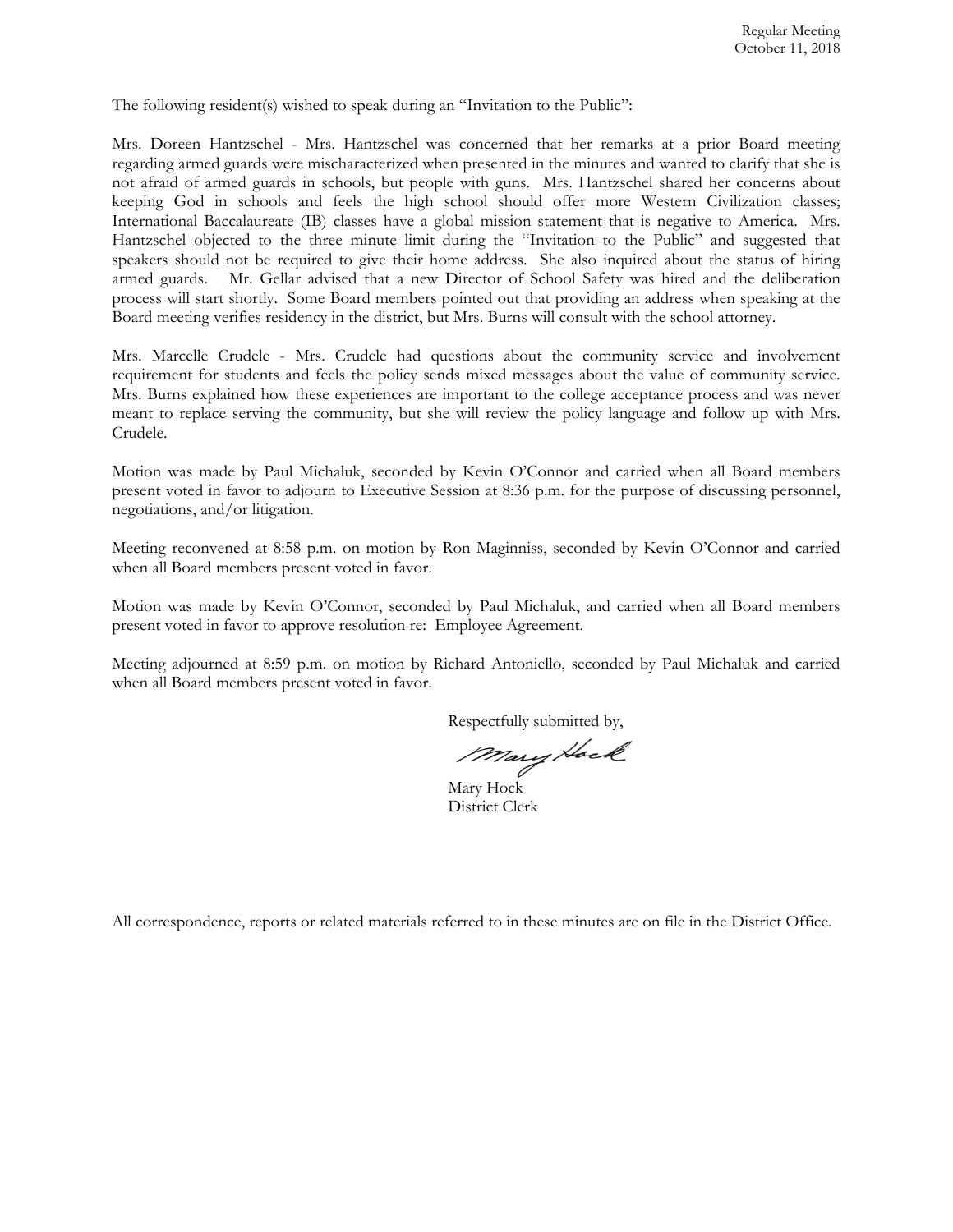The following resident(s) wished to speak during an "Invitation to the Public":

Mrs. Doreen Hantzschel - Mrs. Hantzschel was concerned that her remarks at a prior Board meeting regarding armed guards were mischaracterized when presented in the minutes and wanted to clarify that she is not afraid of armed guards in schools, but people with guns. Mrs. Hantzschel shared her concerns about keeping God in schools and feels the high school should offer more Western Civilization classes; International Baccalaureate (IB) classes have a global mission statement that is negative to America. Mrs. Hantzschel objected to the three minute limit during the "Invitation to the Public" and suggested that speakers should not be required to give their home address. She also inquired about the status of hiring armed guards. Mr. Gellar advised that a new Director of School Safety was hired and the deliberation process will start shortly. Some Board members pointed out that providing an address when speaking at the Board meeting verifies residency in the district, but Mrs. Burns will consult with the school attorney.

Mrs. Marcelle Crudele - Mrs. Crudele had questions about the community service and involvement requirement for students and feels the policy sends mixed messages about the value of community service. Mrs. Burns explained how these experiences are important to the college acceptance process and was never meant to replace serving the community, but she will review the policy language and follow up with Mrs. Crudele.

Motion was made by Paul Michaluk, seconded by Kevin O'Connor and carried when all Board members present voted in favor to adjourn to Executive Session at 8:36 p.m. for the purpose of discussing personnel, negotiations, and/or litigation.

Meeting reconvened at 8:58 p.m. on motion by Ron Maginniss, seconded by Kevin O'Connor and carried when all Board members present voted in favor.

Motion was made by Kevin O'Connor, seconded by Paul Michaluk, and carried when all Board members present voted in favor to approve resolution re: Employee Agreement.

Meeting adjourned at 8:59 p.m. on motion by Richard Antoniello, seconded by Paul Michaluk and carried when all Board members present voted in favor.

Respectfully submitted by,

Mary Hock

Mary Hock
District Clerk

All correspondence, reports or related materials referred to in these minutes are on file in the District Office.